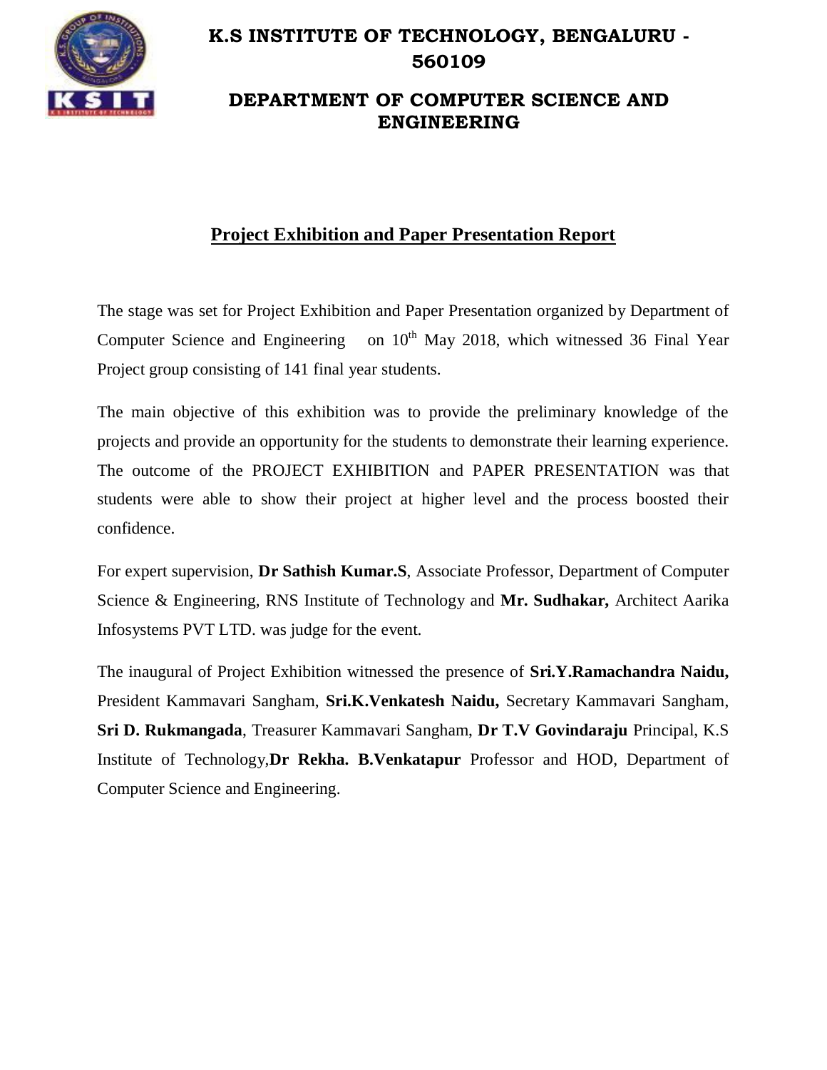# K.S INSTITUTE OF TECHNOLOGY, BENGALURU - 560109

## DEPARTMENT OF COMPUTER SCIENCE AND ENGINEERING

### Project Exhibition and Paper Presentation Report

The stage was set for Project Exhibition and Paper Presentation organized by Department of Computer Science and Engineering on 10th May 2018, which witnessed 36 Final Year Project group consisting of 141 final year students.

The main objective of this exhibition was to provide the preliminary knowledge of the projects and provide an opportunity for the students to demonstrate their learning experience. The outcome of the PROJECT EXHIBITION and PAPER PRESENTATION was that students were able to show their project at higher level and the process boosted their confidence.

For expert supervision, **Dr Sathish Kumar.S**, Associate Professor, Department of Computer Science & Engineering, RNS Institute of Technology and **Mr. Sudhakar,** Architect Aarika Infosystems PVT LTD. was judge for the event.

The inaugural of Project Exhibition witnessed the presence of **Sri.Y.Ramachandra Naidu,** President Kammavari Sangham, **Sri.K.Venkatesh Naidu,** Secretary Kammavari Sangham, **Sri D. Rukmangada**, Treasurer Kammavari Sangham, **Dr T.V Govindaraju** Principal, K.S Institute of Technology,**Dr Rekha. B.Venkatapur** Professor and HOD, Department of Computer Science and Engineering.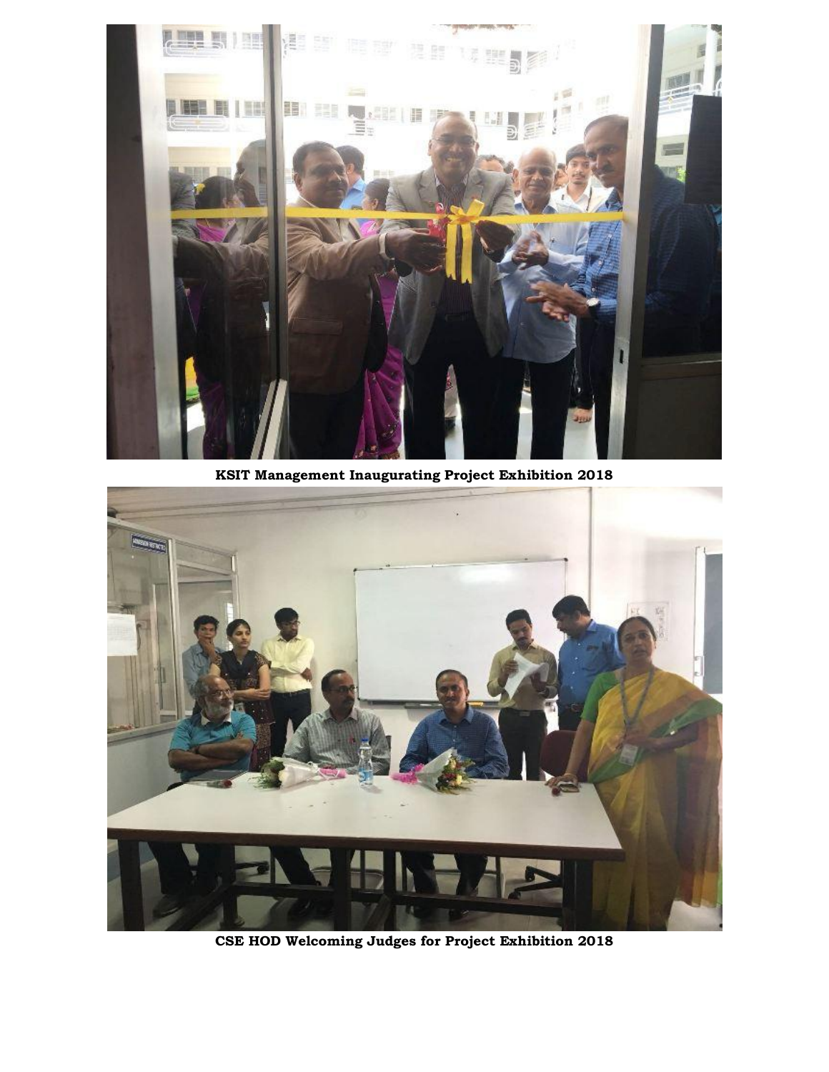**KSIT Management Inaugurating Project Exhibition 2018**

**CSE HOD Welcoming Judges for Project Exhibition 2018**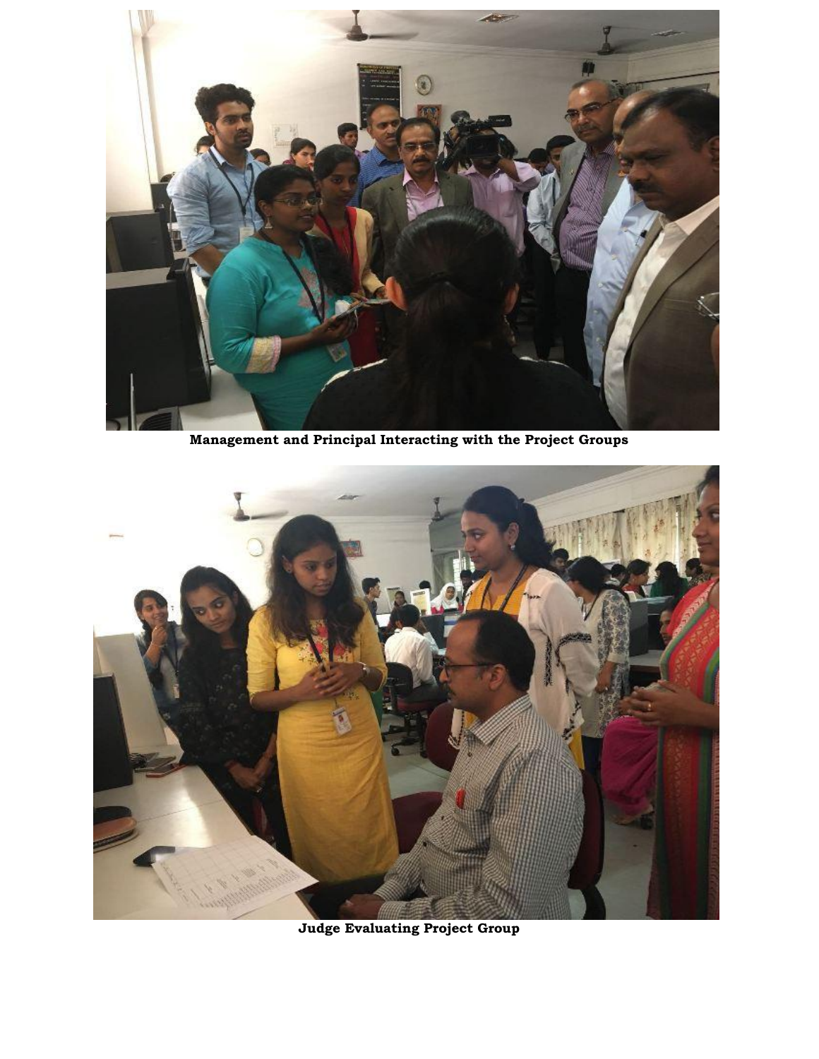**Management and Principal Interacting with the Project Groups**

**Judge Evaluating Project Group**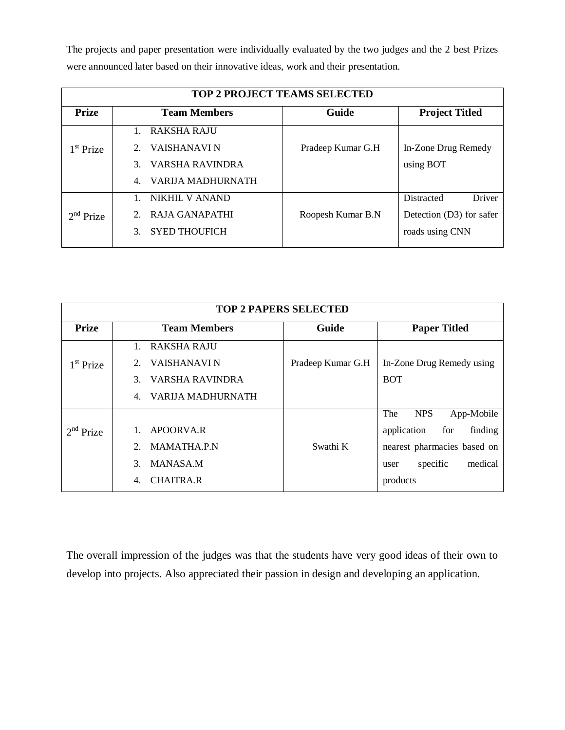The projects and paper presentation were individually evaluated by the two judges and the 2 best Prizes were announced later based on their innovative ideas, work and their presentation.

| TOP 2 PROJECT TEAMS SELECTED | | | |
|---|---|---|---|
| **Prize** | **Team Members** | **Guide** | **Project Titled** |
| 1st Prize | 1. RAKSHA RAJU<br>2. VAISHANAVI N<br>3. VARSHA RAVINDRA<br>4. VARIJA MADHURNATH | Pradeep Kumar G.H | In-Zone Drug Remedy using BOT |
| 2nd Prize | 1. NIKHIL V ANAND<br>2. RAJA GANAPATHI<br>3. SYED THOUFICH | Roopesh Kumar B.N | Distracted Driver Detection (D3) for safer roads using CNN |

| TOP 2 PAPERS SELECTED | | | |
|---|---|---|---|
| **Prize** | **Team Members** | **Guide** | **Paper Titled** |
| 1st Prize | 1. RAKSHA RAJU<br>2. VAISHANAVI N<br>3. VARSHA RAVINDRA<br>4. VARIJA MADHURNATH | Pradeep Kumar G.H | In-Zone Drug Remedy using BOT |
| 2nd Prize | 1. APOORVA.R<br>2. MAMATHA.P.N<br>3. MANASA.M<br>4. CHAITRA.R | Swathi K | The NPS App-Mobile application for finding nearest pharmacies based on user specific medical products |

The overall impression of the judges was that the students have very good ideas of their own to develop into projects. Also appreciated their passion in design and developing an application.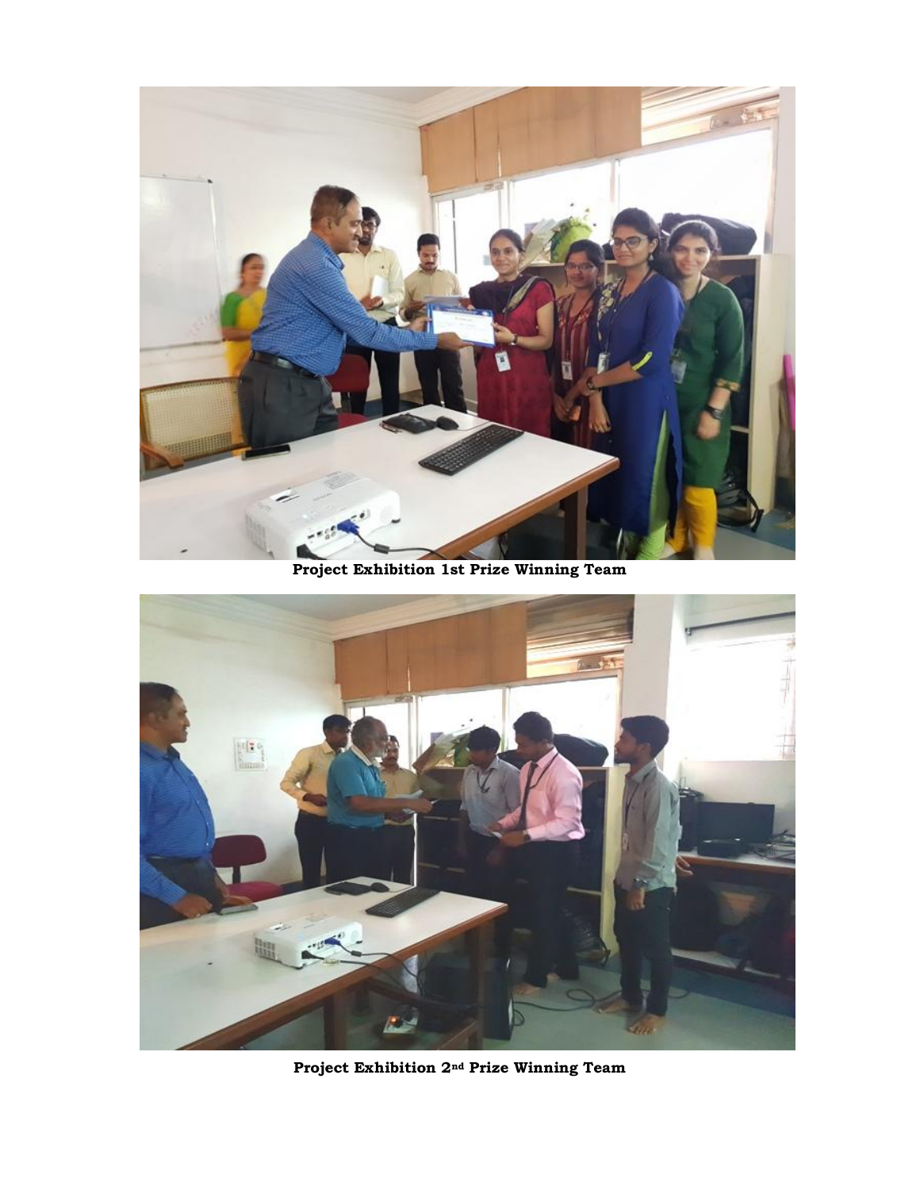**Project Exhibition 1st Prize Winning Team**

**Project Exhibition 2nd Prize Winning Team**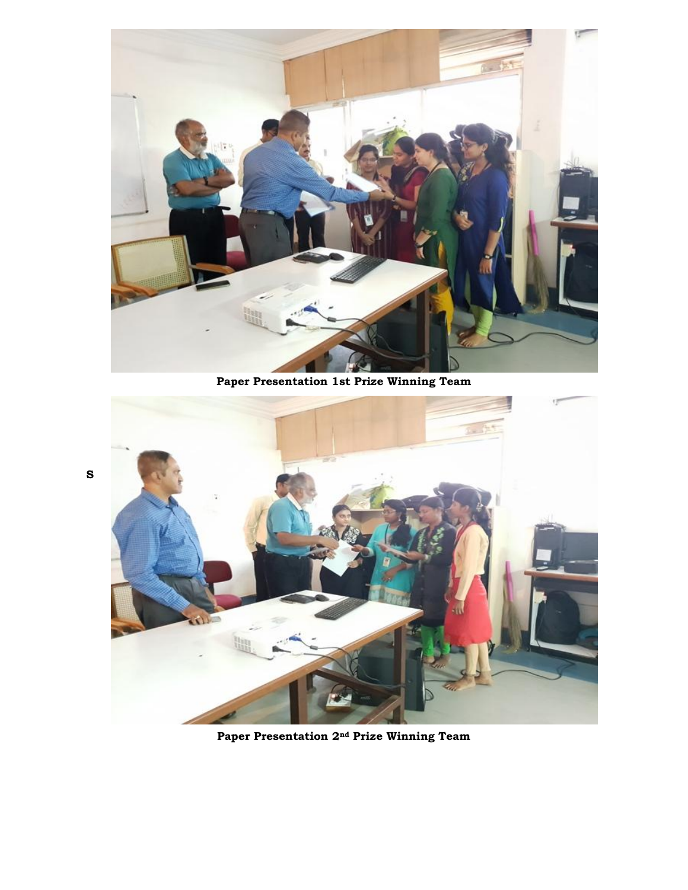Paper Presentation 1st Prize Winning Team

S

Paper Presentation 2nd Prize Winning Team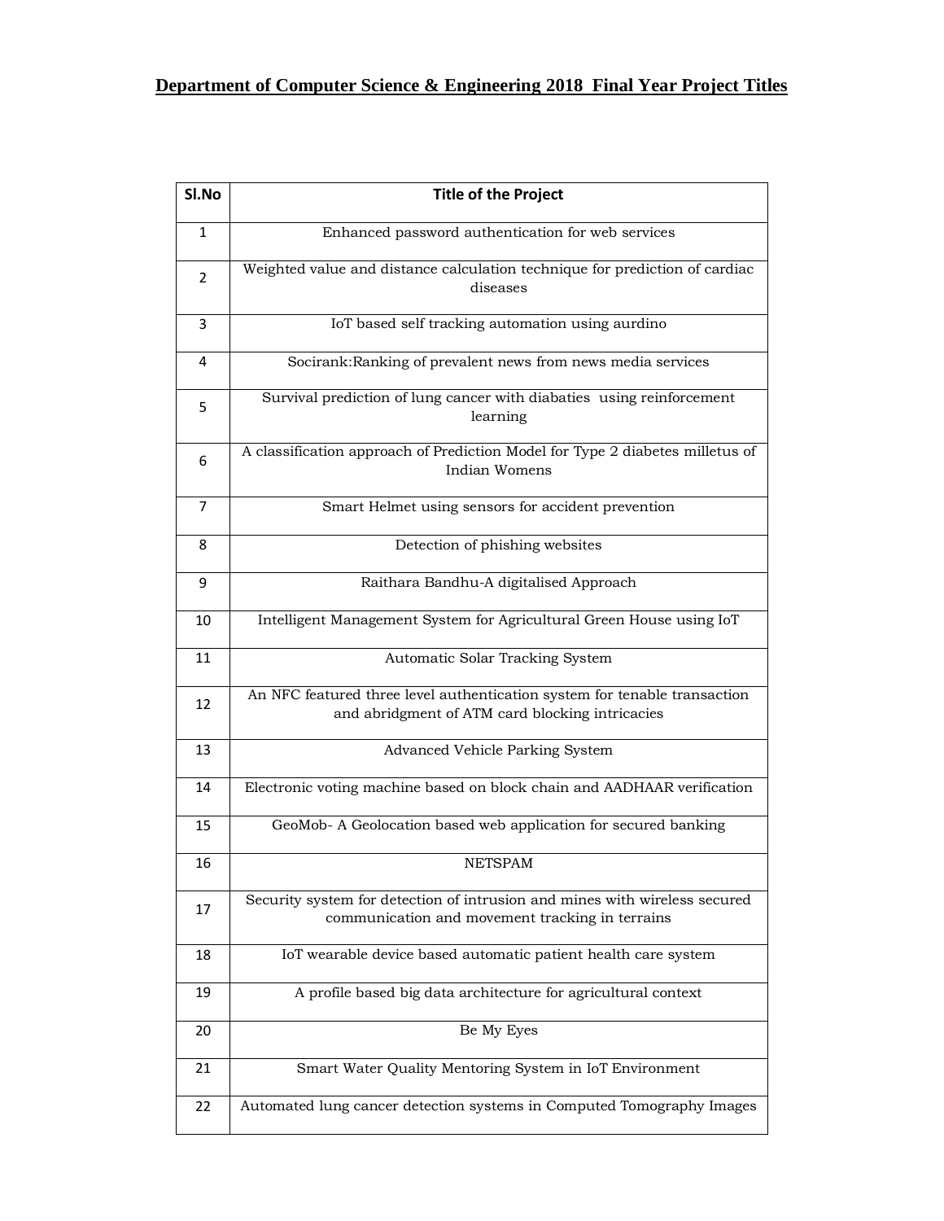# Department of Computer Science & Engineering 2018 Final Year Project Titles

| Sl.No | Title of the Project |
|---|---|
| 1 | Enhanced password authentication for web services |
| 2 | Weighted value and distance calculation technique for prediction of cardiac diseases |
| 3 | IoT based self tracking automation using aurdino |
| 4 | Socirank:Ranking of prevalent news from news media services |
| 5 | Survival prediction of lung cancer with diabaties using reinforcement learning |
| 6 | A classification approach of Prediction Model for Type 2 diabetes milletus of Indian Womens |
| 7 | Smart Helmet using sensors for accident prevention |
| 8 | Detection of phishing websites |
| 9 | Raithara Bandhu-A digitalised Approach |
| 10 | Intelligent Management System for Agricultural Green House using IoT |
| 11 | Automatic Solar Tracking System |
| 12 | An NFC featured three level authentication system for tenable transaction and abridgment of ATM card blocking intricacies |
| 13 | Advanced Vehicle Parking System |
| 14 | Electronic voting machine based on block chain and AADHAAR verification |
| 15 | GeoMob- A Geolocation based web application for secured banking |
| 16 | NETSPAM |
| 17 | Security system for detection of intrusion and mines with wireless secured communication and movement tracking in terrains |
| 18 | IoT wearable device based automatic patient health care system |
| 19 | A profile based big data architecture for agricultural context |
| 20 | Be My Eyes |
| 21 | Smart Water Quality Mentoring System in IoT Environment |
| 22 | Automated lung cancer detection systems in Computed Tomography Images |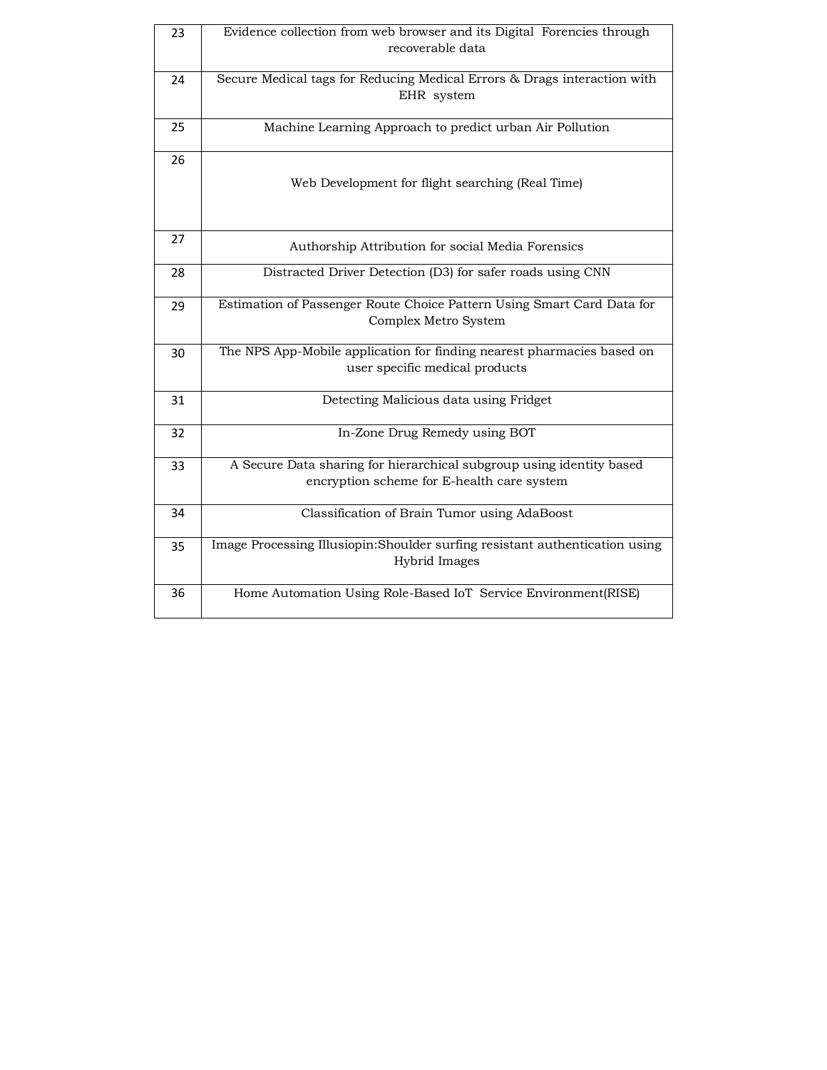| | |
|---|---|
| 23 | Evidence collection from web browser and its Digital Forencies through recoverable data |
| 24 | Secure Medical tags for Reducing Medical Errors & Drags interaction with EHR system |
| 25 | Machine Learning Approach to predict urban Air Pollution |
| 26 | Web Development for flight searching (Real Time) |
| 27 | Authorship Attribution for social Media Forensics |
| 28 | Distracted Driver Detection (D3) for safer roads using CNN |
| 29 | Estimation of Passenger Route Choice Pattern Using Smart Card Data for Complex Metro System |
| 30 | The NPS App-Mobile application for finding nearest pharmacies based on user specific medical products |
| 31 | Detecting Malicious data using Fridget |
| 32 | In-Zone Drug Remedy using BOT |
| 33 | A Secure Data sharing for hierarchical subgroup using identity based encryption scheme for E-health care system |
| 34 | Classification of Brain Tumor using AdaBoost |
| 35 | Image Processing Illusiopin:Shoulder surfing resistant authentication using Hybrid Images |
| 36 | Home Automation Using Role-Based IoT Service Environment(RISE) |